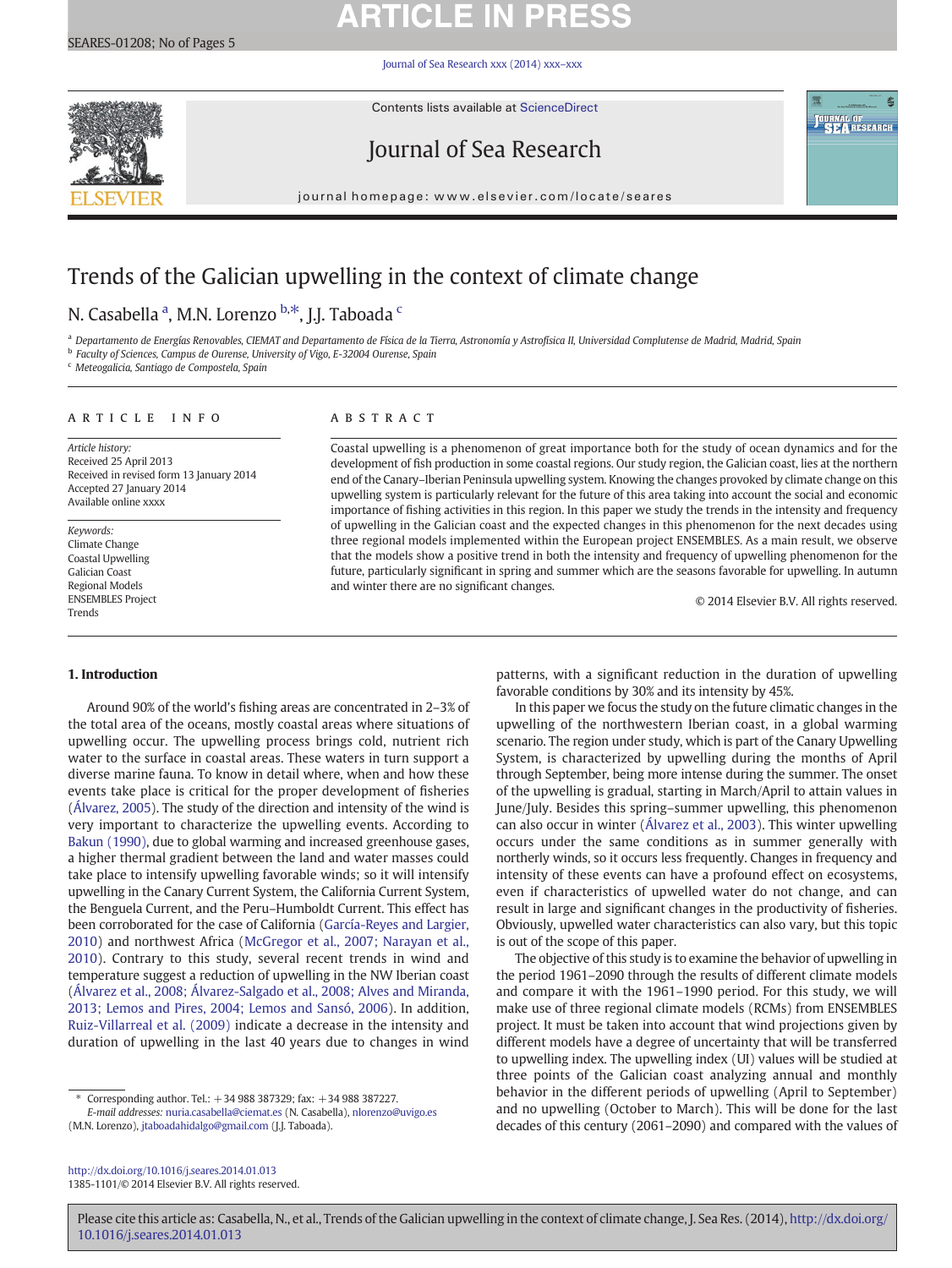# Trends of the Galician upwelling in the context of climate change

N. Casabella [a], M.N. Lorenzo [b,*], J.J. Taboada [c]

[a] Departamento de Energías Renovables, CIEMAT and Departamento de Física de la Tierra, Astronomía y Astrofísica II, Universidad Complutense de Madrid, Madrid, Spain
[b] Faculty of Sciences, Campus de Ourense, University of Vigo, E-32004 Ourense, Spain
[c] Meteogalicia, Santiago de Compostela, Spain

## ARTICLE INFO

*Article history:*
Received 25 April 2013
Received in revised form 13 January 2014
Accepted 27 January 2014
Available online xxxx

*Keywords:*
Climate Change
Coastal Upwelling
Galician Coast
Regional Models
ENSEMBLES Project
Trends

## ABSTRACT

Coastal upwelling is a phenomenon of great importance both for the study of ocean dynamics and for the development of fish production in some coastal regions. Our study region, the Galician coast, lies at the northern end of the Canary–Iberian Peninsula upwelling system. Knowing the changes provoked by climate change on this upwelling system is particularly relevant for the future of this area taking into account the social and economic importance of fishing activities in this region. In this paper we study the trends in the intensity and frequency of upwelling in the Galician coast and the expected changes in this phenomenon for the next decades using three regional models implemented within the European project ENSEMBLES. As a main result, we observe that the models show a positive trend in both the intensity and frequency of upwelling phenomenon for the future, particularly significant in spring and summer which are the seasons favorable for upwelling. In autumn and winter there are no significant changes.

© 2014 Elsevier B.V. All rights reserved.

## 1. Introduction

Around 90% of the world's fishing areas are concentrated in 2–3% of the total area of the oceans, mostly coastal areas where situations of upwelling occur. The upwelling process brings cold, nutrient rich water to the surface in coastal areas. These waters in turn support a diverse marine fauna. To know in detail where, when and how these events take place is critical for the proper development of fisheries (Álvarez, 2005). The study of the direction and intensity of the wind is very important to characterize the upwelling events. According to Bakun (1990), due to global warming and increased greenhouse gases, a higher thermal gradient between the land and water masses could take place to intensify upwelling favorable winds; so it will intensify upwelling in the Canary Current System, the California Current System, the Benguela Current, and the Peru–Humboldt Current. This effect has been corroborated for the case of California (García-Reyes and Largier, 2010) and northwest Africa (McGregor et al., 2007; Narayan et al., 2010). Contrary to this study, several recent trends in wind and temperature suggest a reduction of upwelling in the NW Iberian coast (Álvarez et al., 2008; Álvarez-Salgado et al., 2008; Alves and Miranda, 2013; Lemos and Pires, 2004; Lemos and Sansó, 2006). In addition, Ruiz-Villarreal et al. (2009) indicate a decrease in the intensity and duration of upwelling in the last 40 years due to changes in wind patterns, with a significant reduction in the duration of upwelling favorable conditions by 30% and its intensity by 45%.

In this paper we focus the study on the future climatic changes in the upwelling of the northwestern Iberian coast, in a global warming scenario. The region under study, which is part of the Canary Upwelling System, is characterized by upwelling during the months of April through September, being more intense during the summer. The onset of the upwelling is gradual, starting in March/April to attain values in June/July. Besides this spring–summer upwelling, this phenomenon can also occur in winter (Álvarez et al., 2003). This winter upwelling occurs under the same conditions as in summer generally with northerly winds, so it occurs less frequently. Changes in frequency and intensity of these events can have a profound effect on ecosystems, even if characteristics of upwelled water do not change, and can result in large and significant changes in the productivity of fisheries. Obviously, upwelled water characteristics can also vary, but this topic is out of the scope of this paper.

The objective of this study is to examine the behavior of upwelling in the period 1961–2090 through the results of different climate models and compare it with the 1961–1990 period. For this study, we will make use of three regional climate models (RCMs) from ENSEMBLES project. It must be taken into account that wind projections given by different models have a degree of uncertainty that will be transferred to upwelling index. The upwelling index (UI) values will be studied at three points of the Galician coast analyzing annual and monthly behavior in the different periods of upwelling (April to September) and no upwelling (October to March). This will be done for the last decades of this century (2061–2090) and compared with the values of

---

* Corresponding author. Tel.: +34 988 387329; fax: +34 988 387227.
*E-mail addresses:* nuria.casabella@ciemat.es (N. Casabella), nlorenzo@uvigo.es (M.N. Lorenzo), jtaboadahidalgo@gmail.com (J.J. Taboada).

http://dx.doi.org/10.1016/j.seares.2014.01.013
1385-1101/© 2014 Elsevier B.V. All rights reserved.

Please cite this article as: Casabella, N., et al., Trends of the Galician upwelling in the context of climate change, J. Sea Res. (2014), http://dx.doi.org/10.1016/j.seares.2014.01.013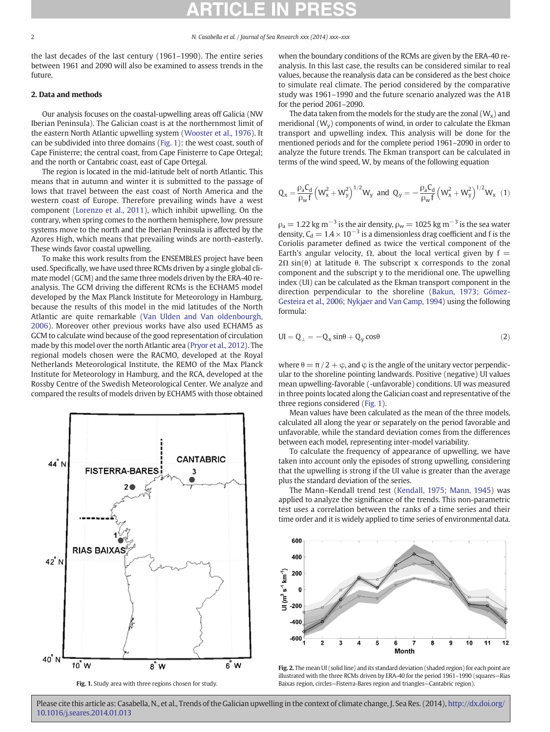the last decades of the last century (1961–1990). The entire series between 1961 and 2090 will also be examined to assess trends in the future.

## 2. Data and methods

Our analysis focuses on the coastal-upwelling areas off Galicia (NW Iberian Peninsula). The Galician coast is at the northernmost limit of the eastern North Atlantic upwelling system (Wooster et al., 1976). It can be subdivided into three domains (Fig. 1): the west coast, south of Cape Finisterre; the central coast, from Cape Finisterre to Cape Ortegal; and the north or Cantabric coast, east of Cape Ortegal.

The region is located in the mid-latitude belt of north Atlantic. This means that in autumn and winter it is submitted to the passage of lows that travel between the east coast of North America and the western coast of Europe. Therefore prevailing winds have a west component (Lorenzo et al., 2011), which inhibit upwelling. On the contrary, when spring comes to the northern hemisphere, low pressure systems move to the north and the Iberian Peninsula is affected by the Azores High, which means that prevailing winds are north-easterly. These winds favor coastal upwelling.

To make this work results from the ENSEMBLES project have been used. Specifically, we have used three RCMs driven by a single global climate model (GCM) and the same three models driven by the ERA-40 reanalysis. The GCM driving the different RCMs is the ECHAM5 model developed by the Max Planck Institute for Meteorology in Hamburg, because the results of this model in the mid latitudes of the North Atlantic are quite remarkable (Van Ulden and Van oldenbourgh, 2006). Moreover other previous works have also used ECHAM5 as GCM to calculate wind because of the good representation of circulation made by this model over the north Atlantic area (Pryor et al., 2012). The regional models chosen were the RACMO, developed at the Royal Netherlands Meteorological Institute, the REMO of the Max Planck Institute for Meteorology in Hamburg, and the RCA, developed at the Rossby Centre of the Swedish Meteorological Center. We analyze and compared the results of models driven by ECHAM5 with those obtained when the boundary conditions of the RCMs are given by the ERA-40 reanalysis. In this last case, the results can be considered similar to real values, because the reanalysis data can be considered as the best choice to simulate real climate. The period considered by the comparative study was 1961–1990 and the future scenario analyzed was the A1B for the period 2061–2090.

Fig. 1. Study area with three regions chosen for study.

The data taken from the models for the study are the zonal ($W_x$) and meridional ($W_y$) components of wind, in order to calculate the Ekman transport and upwelling index. This analysis will be done for the mentioned periods and for the complete period 1961–2090 in order to analyze the future trends. The Ekman transport can be calculated in terms of the wind speed, W, by means of the following equation

$$Q_x = \frac{\rho_a C_d}{\rho_w f}\left(W_x^2 + W_y^2\right)^{1/2} W_y \text{ and } Q_y = -\frac{\rho_a C_d}{\rho_w f}\left(W_x^2 + W_y^2\right)^{1/2} W_x \quad (1)$$

$\rho_a = 1.22$ kg m$^{-3}$ is the air density, $\rho_w = 1025$ kg m$^{-3}$ is the sea water density, $C_d = 1.4 \times 10^{-3}$ is a dimensionless drag coefficient and f is the Coriolis parameter defined as twice the vertical component of the Earth's angular velocity, $\Omega$, about the local vertical given by $f = 2\Omega \sin(\theta)$ at latitude $\theta$. The subscript x corresponds to the zonal component and the subscript y to the meridional one. The upwelling index (UI) can be calculated as the Ekman transport component in the direction perpendicular to the shoreline (Bakun, 1973; Gómez-Gesteira et al., 2006; Nykjaer and Van Camp, 1994) using the following formula:

$$UI = Q_\perp = -Q_x \sin\theta + Q_y \cos\theta \quad (2)$$

where $\theta = \pi/2 + \varphi$, and $\varphi$ is the angle of the unitary vector perpendicular to the shoreline pointing landwards. Positive (negative) UI values mean upwelling-favorable (-unfavorable) conditions. UI was measured in three points located along the Galician coast and representative of the three regions considered (Fig. 1).

Mean values have been calculated as the mean of the three models, calculated all along the year or separately on the period favorable and unfavorable, while the standard deviation comes from the differences between each model, representing inter-model variability.

To calculate the frequency of appearance of upwelling, we have taken into account only the episodes of strong upwelling, considering that the upwelling is strong if the UI value is greater than the average plus the standard deviation of the series.

The Mann–Kendall trend test (Kendall, 1975; Mann, 1945) was applied to analyze the significance of the trends. This non-parametric test uses a correlation between the ranks of a time series and their time order and it is widely applied to time series of environmental data.

Fig. 2. The mean UI (solid line) and its standard deviation (shaded region) for each point are illustrated with the three RCMs driven by ERA-40 for the period 1961–1990 (squares—Rias Baixas region, circles—Fisterra-Bares region and triangles—Cantabric region).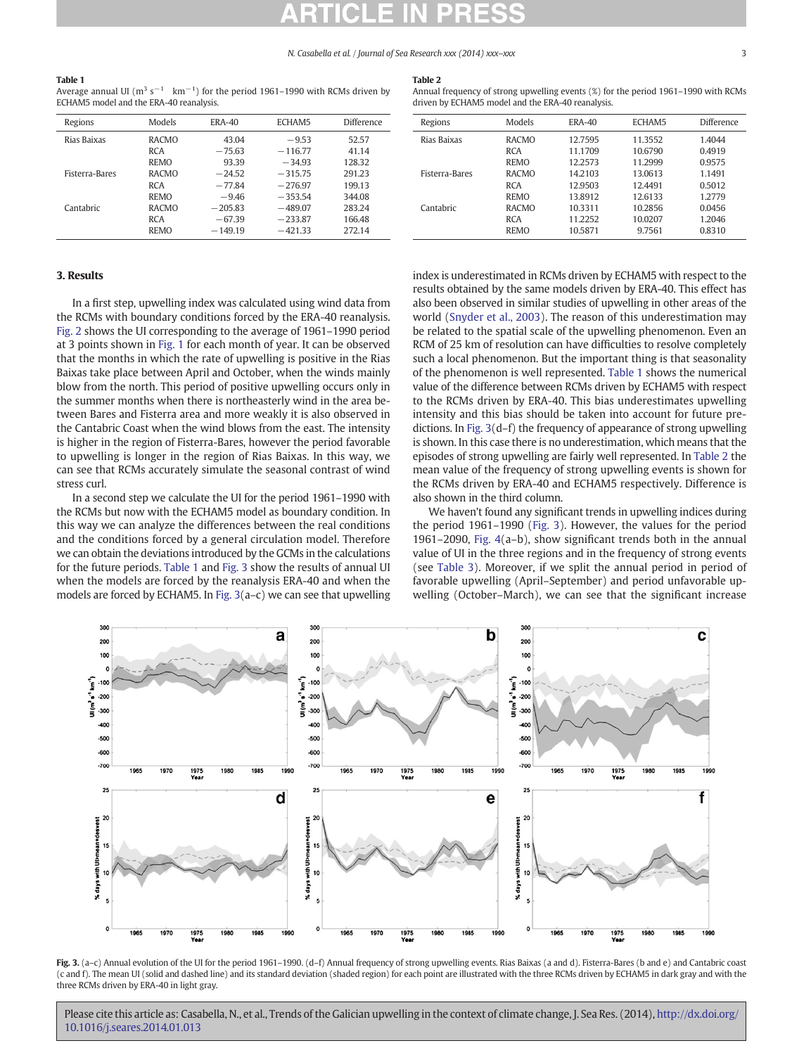**Table 1**
Average annual UI ($m^3\ s^{-1}\ km^{-1}$) for the period 1961–1990 with RCMs driven by ECHAM5 model and the ERA-40 reanalysis.

| Regions | Models | ERA-40 | ECHAM5 | Difference |
|---|---|---|---|---|
| Rias Baixas | RACMO | 43.04 | −9.53 | 52.57 |
| | RCA | −75.63 | −116.77 | 41.14 |
| | REMO | 93.39 | −34.93 | 128.32 |
| Fisterra-Bares | RACMO | −24.52 | −315.75 | 291.23 |
| | RCA | −77.84 | −276.97 | 199.13 |
| | REMO | −9.46 | −353.54 | 344.08 |
| Cantabric | RACMO | −205.83 | −489.07 | 283.24 |
| | RCA | −67.39 | −233.87 | 166.48 |
| | REMO | −149.19 | −421.33 | 272.14 |

**Table 2**
Annual frequency of strong upwelling events (%) for the period 1961–1990 with RCMs driven by ECHAM5 model and the ERA-40 reanalysis.

| Regions | Models | ERA-40 | ECHAM5 | Difference |
|---|---|---|---|---|
| Rias Baixas | RACMO | 12.7595 | 11.3552 | 1.4044 |
| | RCA | 11.1709 | 10.6790 | 0.4919 |
| | REMO | 12.2573 | 11.2999 | 0.9575 |
| Fisterra-Bares | RACMO | 14.2103 | 13.0613 | 1.1491 |
| | RCA | 12.9503 | 12.4491 | 0.5012 |
| | REMO | 13.8912 | 12.6133 | 1.2779 |
| Cantabric | RACMO | 10.3311 | 10.2856 | 0.0456 |
| | RCA | 11.2252 | 10.0207 | 1.2046 |
| | REMO | 10.5871 | 9.7561 | 0.8310 |

## 3. Results

In a first step, upwelling index was calculated using wind data from the RCMs with boundary conditions forced by the ERA-40 reanalysis. Fig. 2 shows the UI corresponding to the average of 1961–1990 period at 3 points shown in Fig. 1 for each month of year. It can be observed that the months in which the rate of upwelling is positive in the Rias Baixas take place between April and October, when the winds mainly blow from the north. This period of positive upwelling occurs only in the summer months when there is northeasterly wind in the area between Bares and Fisterra area and more weakly it is also observed in the Cantabric Coast when the wind blows from the east. The intensity is higher in the region of Fisterra-Bares, however the period favorable to upwelling is longer in the region of Rias Baixas. In this way, we can see that RCMs accurately simulate the seasonal contrast of wind stress curl.

In a second step we calculate the UI for the period 1961–1990 with the RCMs but now with the ECHAM5 model as boundary condition. In this way we can analyze the differences between the real conditions and the conditions forced by a general circulation model. Therefore we can obtain the deviations introduced by the GCMs in the calculations for the future periods. Table 1 and Fig. 3 show the results of annual UI when the models are forced by the reanalysis ERA-40 and when the models are forced by ECHAM5. In Fig. 3(a–c) we can see that upwelling index is underestimated in RCMs driven by ECHAM5 with respect to the results obtained by the same models driven by ERA-40. This effect has also been observed in similar studies of upwelling in other areas of the world (Snyder et al., 2003). The reason of this underestimation may be related to the spatial scale of the upwelling phenomenon. Even an RCM of 25 km of resolution can have difficulties to resolve completely such a local phenomenon. But the important thing is that seasonality of the phenomenon is well represented. Table 1 shows the numerical value of the difference between RCMs driven by ECHAM5 with respect to the RCMs driven by ERA-40. This bias underestimates upwelling intensity and this bias should be taken into account for future predictions. In Fig. 3(d–f) the frequency of appearance of strong upwelling is shown. In this case there is no underestimation, which means that the episodes of strong upwelling are fairly well represented. In Table 2 the mean value of the frequency of strong upwelling events is shown for the RCMs driven by ERA-40 and ECHAM5 respectively. Difference is also shown in the third column.

We haven't found any significant trends in upwelling indices during the period 1961–1990 (Fig. 3). However, the values for the period 1961–2090, Fig. 4(a–b), show significant trends both in the annual value of UI in the three regions and in the frequency of strong events (see Table 3). Moreover, if we split the annual period in period of favorable upwelling (April–September) and period unfavorable upwelling (October–March), we can see that the significant increase

**Fig. 3.** (a–c) Annual evolution of the UI for the period 1961–1990. (d–f) Annual frequency of strong upwelling events. Rias Baixas (a and d). Fisterra-Bares (b and e) and Cantabric coast (c and f). The mean UI (solid and dashed line) and its standard deviation (shaded region) for each point are illustrated with the three RCMs driven by ECHAM5 in dark gray and with the three RCMs driven by ERA-40 in light gray.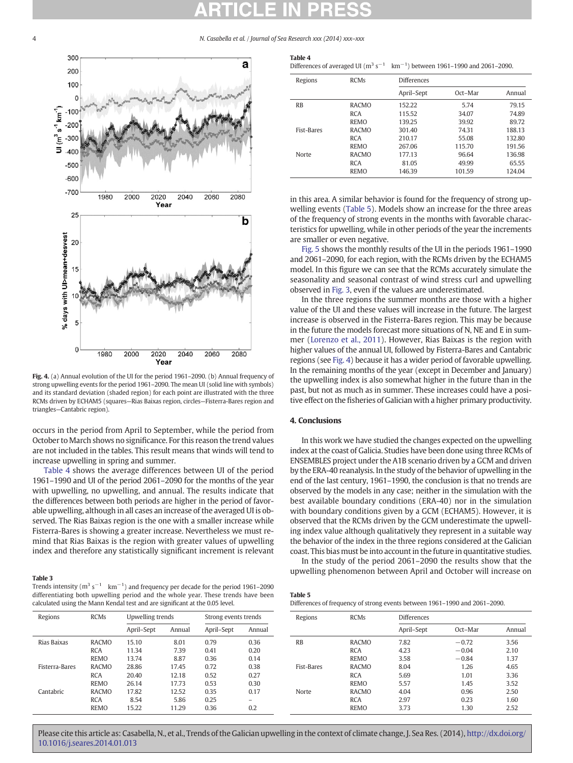**Fig. 4.** (a) Annual evolution of the UI for the period 1961–2090. (b) Annual frequency of strong upwelling events for the period 1961–2090. The mean UI (solid line with symbols) and its standard deviation (shaded region) for each point are illustrated with the three RCMs driven by ECHAM5 (squares—Rias Baixas region, circles—Fisterra-Bares region and triangles—Cantabric region).

occurs in the period from April to September, while the period from October to March shows no significance. For this reason the trend values are not included in the tables. This result means that winds will tend to increase upwelling in spring and summer.

Table 4 shows the average differences between UI of the period 1961–1990 and UI of the period 2061–2090 for the months of the year with upwelling, no upwelling, and annual. The results indicate that the differences between both periods are higher in the period of favorable upwelling, although in all cases an increase of the averaged UI is observed. The Rias Baixas region is the one with a smaller increase while Fisterra-Bares is showing a greater increase. Nevertheless we must remind that Rias Baixas is the region with greater values of upwelling index and therefore any statistically significant increment is relevant in this area. A similar behavior is found for the frequency of strong upwelling events (Table 5). Models show an increase for the three areas of the frequency of strong events in the months with favorable characteristics for upwelling, while in other periods of the year the increments are smaller or even negative.

Fig. 5 shows the monthly results of the UI in the periods 1961–1990 and 2061–2090, for each region, with the RCMs driven by the ECHAM5 model. In this figure we can see that the RCMs accurately simulate the seasonality and seasonal contrast of wind stress curl and upwelling observed in Fig. 3, even if the values are underestimated.

In the three regions the summer months are those with a higher value of the UI and these values will increase in the future. The largest increase is observed in the Fisterra-Bares region. This may be because in the future the models forecast more situations of N, NE and E in summer (Lorenzo et al., 2011). However, Rias Baixas is the region with higher values of the annual UI, followed by Fisterra-Bares and Cantabric regions (see Fig. 4) because it has a wider period of favorable upwelling. In the remaining months of the year (except in December and January) the upwelling index is also somewhat higher in the future than in the past, but not as much as in summer. These increases could have a positive effect on the fisheries of Galician with a higher primary productivity.

**Table 3**
Trends intensity ($m^3 s^{-1}$ $km^{-1}$) and frequency per decade for the period 1961–2090 differentiating both upwelling period and the whole year. These trends have been calculated using the Mann Kendal test and are significant at the 0.05 level.

| Regions | RCMs | Upwelling trends | | Strong events trends | |
|---|---|---|---|---|---|
| | | April–Sept | Annual | April–Sept | Annual |
| Rias Baixas | RACMO | 15.10 | 8.01 | 0.79 | 0.36 |
| | RCA | 11.34 | 7.39 | 0.41 | 0.20 |
| | REMO | 13.74 | 8.87 | 0.36 | 0.14 |
| Fisterra-Bares | RACMO | 28.86 | 17.45 | 0.72 | 0.38 |
| | RCA | 20.40 | 12.18 | 0.52 | 0.27 |
| | REMO | 26.14 | 17.73 | 0.53 | 0.30 |
| Cantabric | RACMO | 17.82 | 12.52 | 0.35 | 0.17 |
| | RCA | 8.54 | 5.86 | 0.25 | – |
| | REMO | 15.22 | 11.29 | 0.36 | 0.2 |

**Table 4**
Differences of averaged UI ($m^3 s^{-1}$ $km^{-1}$) between 1961–1990 and 2061–2090.

| Regions | RCMs | Differences | | |
|---|---|---|---|---|
| | | April–Sept | Oct–Mar | Annual |
| RB | RACMO | 152.22 | 5.74 | 79.15 |
| | RCA | 115.52 | 34.07 | 74.89 |
| | REMO | 139.25 | 39.92 | 89.72 |
| Fist-Bares | RACMO | 301.40 | 74.31 | 188.13 |
| | RCA | 210.17 | 55.08 | 132.80 |
| | REMO | 267.06 | 115.70 | 191.56 |
| Norte | RACMO | 177.13 | 96.64 | 136.98 |
| | RCA | 81.05 | 49.99 | 65.55 |
| | REMO | 146.39 | 101.59 | 124.04 |

## 4. Conclusions

In this work we have studied the changes expected on the upwelling index at the coast of Galicia. Studies have been done using three RCMs of ENSEMBLES project under the A1B scenario driven by a GCM and driven by the ERA-40 reanalysis. In the study of the behavior of upwelling in the end of the last century, 1961–1990, the conclusion is that no trends are observed by the models in any case; neither in the simulation with the best available boundary conditions (ERA-40) nor in the simulation with boundary conditions given by a GCM (ECHAM5). However, it is observed that the RCMs driven by the GCM underestimate the upwelling index value although qualitatively they represent in a suitable way the behavior of the index in the three regions considered at the Galician coast. This bias must be into account in the future in quantitative studies.

In the study of the period 2061–2090 the results show that the upwelling phenomenon between April and October will increase on

**Table 5**
Differences of frequency of strong events between 1961–1990 and 2061–2090.

| Regions | RCMs | Differences | | |
|---|---|---|---|---|
| | | April–Sept | Oct–Mar | Annual |
| RB | RACMO | 7.82 | −0.72 | 3.56 |
| | RCA | 4.23 | −0.04 | 2.10 |
| | REMO | 3.58 | −0.84 | 1.37 |
| Fist-Bares | RACMO | 8.04 | 1.26 | 4.65 |
| | RCA | 5.69 | 1.01 | 3.36 |
| | REMO | 5.57 | 1.45 | 3.52 |
| Norte | RACMO | 4.04 | 0.96 | 2.50 |
| | RCA | 2.97 | 0.23 | 1.60 |
| | REMO | 3.73 | 1.30 | 2.52 |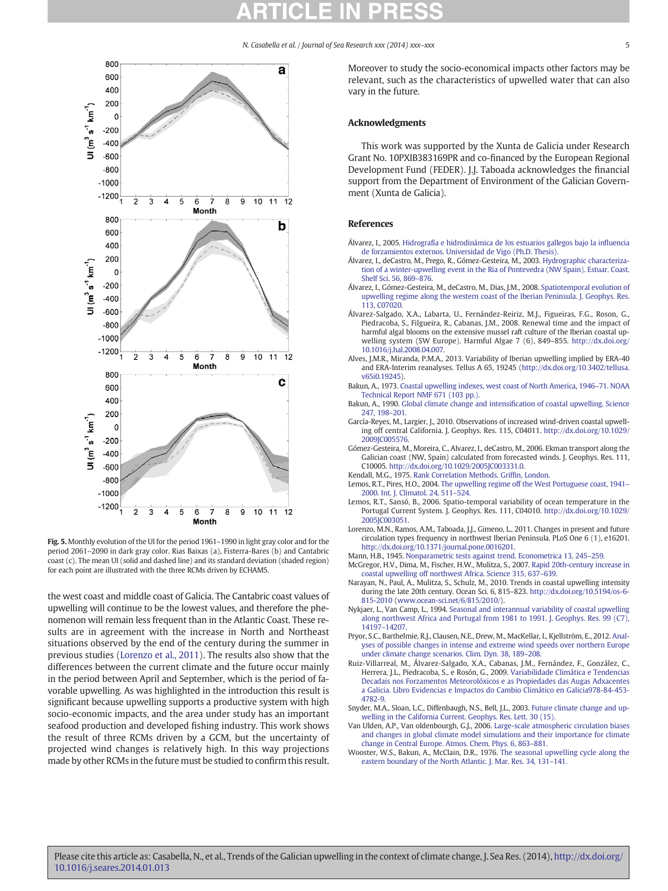800
600
400
200
0
-200
-400
-600
-800
-1000
-1200
UI ($m^3 s^{-1} km^{-1}$)
a
1 2 3 4 5 6 7 8 9 10 11 12
Month

800
600
400
200
0
-200
-400
-600
-800
-1000
-1200
UI ($m^3 s^{-1} km^{-1}$)
b
1 2 3 4 5 6 7 8 9 10 11 12
Month

800
600
400
200
0
-200
-400
-600
-800
-1000
-1200
UI ($m^3 s^{-1} km^{-1}$)
c
1 2 3 4 5 6 7 8 9 10 11 12
Month

**Fig. 5.** Monthly evolution of the UI for the period 1961–1990 in light gray color and for the period 2061–2090 in dark gray color. Rías Baixas (a), Fisterra-Bares (b) and Cantabric coast (c). The mean UI (solid and dashed line) and its standard deviation (shaded region) for each point are illustrated with the three RCMs driven by ECHAM5.

the west coast and middle coast of Galicia. The Cantabric coast values of upwelling will continue to be the lowest values, and therefore the phenomenon will remain less frequent than in the Atlantic Coast. These results are in agreement with the increase in North and Northeast situations observed by the end of the century during the summer in previous studies (Lorenzo et al., 2011). The results also show that the differences between the current climate and the future occur mainly in the period between April and September, which is the period of favorable upwelling. As was highlighted in the introduction this result is significant because upwelling supports a productive system with high socio-economic impacts, and the area under study has an important seafood production and developed fishing industry. This work shows the result of three RCMs driven by a GCM, but the uncertainty of projected wind changes is relatively high. In this way projections made by other RCMs in the future must be studied to confirm this result. Moreover to study the socio-economical impacts other factors may be relevant, such as the characteristics of upwelled water that can also vary in the future.

## Acknowledgments

This work was supported by the Xunta de Galicia under Research Grant No. 10PXIB383169PR and co-financed by the European Regional Development Fund (FEDER). J.J. Taboada acknowledges the financial support from the Department of Environment of the Galician Government (Xunta de Galicia).

## References

Álvarez, I., 2005. Hidrografía e hidrodinámica de los estuarios gallegos bajo la influencia de forzamientos externos. Universidad de Vigo (Ph.D. Thesis).

Álvarez, I., deCastro, M., Prego, R., Gómez-Gesteira, M., 2003. Hydrographic characterization of a winter-upwelling event in the Ria of Pontevedra (NW Spain). Estuar. Coast. Shelf Sci. 56, 869–876.

Álvarez, I., Gómez-Gesteira, M., deCastro, M., Dias, J.M., 2008. Spatiotemporal evolution of upwelling regime along the western coast of the Iberian Peninsula. J. Geophys. Res. 113, C07020.

Álvarez-Salgado, X.A., Labarta, U., Fernández-Reiriz, M.J., Figueiras, F.G., Roson, G., Piedracoba, S., Filgueira, R., Cabanas, J.M., 2008. Renewal time and the impact of harmful algal blooms on the extensive mussel raft culture of the Iberian coastal upwelling system (SW Europe). Harmful Algae 7 (6), 849–855. http://dx.doi.org/10.1016/j.hal.2008.04.007.

Alves, J.M.R., Miranda, P.M.A., 2013. Variability of Iberian upwelling implied by ERA-40 and ERA-Interim reanalyses. Tellus A 65, 19245 (http://dx.doi.org/10.3402/tellusa.v65i0.19245).

Bakun, A., 1973. Coastal upwelling indexes, west coast of North America, 1946–71. NOAA Technical Report NMF 671 (103 pp.).

Bakun, A., 1990. Global climate change and intensification of coastal upwelling. Science 247, 198–201.

García-Reyes, M., Largier, J., 2010. Observations of increased wind-driven coastal upwelling off central California. J. Geophys. Res. 115, C04011. http://dx.doi.org/10.1029/2009JC005576.

Gómez-Gesteira, M., Moreira, C., Alvarez, I., deCastro, M., 2006. Ekman transport along the Galician coast (NW, Spain) calculated from forecasted winds. J. Geophys. Res. 111, C10005. http://dx.doi.org/10.1029/2005JC003331.0.

Kendall, M.G., 1975. Rank Correlation Methods. Griffin, London.

Lemos, R.T., Pires, H.O., 2004. The upwelling regime off the West Portuguese coast, 1941–2000. Int. J. Climatol. 24, 511–524.

Lemos, R.T., Sansó, B., 2006. Spatio-temporal variability of ocean temperature in the Portugal Current System. J. Geophys. Res. 111, C04010. http://dx.doi.org/10.1029/2005JC003051.

Lorenzo, M.N., Ramos, A.M., Taboada, J.J., Gimeno, L., 2011. Changes in present and future circulation types frequency in northwest Iberian Peninsula. PLoS One 6 (1), e16201. http://dx.doi.org/10.1371/journal.pone.0016201.

Mann, H.B., 1945. Nonparametric tests against trend. Econometrica 13, 245–259.

McGregor, H.V., Dima, M., Fischer, H.W., Mulitza, S., 2007. Rapid 20th-century increase in coastal upwelling off northwest Africa. Science 315, 637–639.

Narayan, N., Paul, A., Mulitza, S., Schulz, M., 2010. Trends in coastal upwelling intensity during the late 20th century. Ocean Sci. 6, 815–823. http://dx.doi.org/10.5194/os-6-815-2010 (www.ocean-sci.net/6/815/2010/).

Nykjaer, L., Van Camp, L., 1994. Seasonal and interannual variability of coastal upwelling along northwest Africa and Portugal from 1981 to 1991. J. Geophys. Res. 99 (C7), 14197–14207.

Pryor, S.C., Barthelmie, R.J., Clausen, N.E., Drew, M., MacKellar, I., Kjellström, E., 2012. Analyses of possible changes in intense and extreme wind speeds over northern Europe under climate change scenarios. Clim. Dyn. 38, 189–208.

Ruiz-Villarreal, M., Álvarez-Salgado, X.A., Cabanas, J.M., Fernández, F., González, C., Herrera, J.L., Piedracoba, S., e Rosón, G., 2009. Variabilidade Climática e Tendencias Decadais nos Forzamentos Meteorolóxicos e as Propiedades das Augas Adxacentes a Galicia. Libro Evidencias e Impactos do Cambio Climático en Galicia978-84-453-4782-9.

Snyder, M.A., Sloan, L.C., Diffenbaugh, N.S., Bell, J.L., 2003. Future climate change and upwelling in the California Current. Geophys. Res. Lett. 30 (15).

Van Ulden, A.P., Van oldenbourgh, G.J., 2006. Large-scale atmospheric circulation biases and changes in global climate model simulations and their importance for climate change in Central Europe. Atmos. Chem. Phys. 6, 863–881.

Wooster, W.S., Bakun, A., McClain, D.R., 1976. The seasonal upwelling cycle along the eastern boundary of the North Atlantic. J. Mar. Res. 34, 131–141.